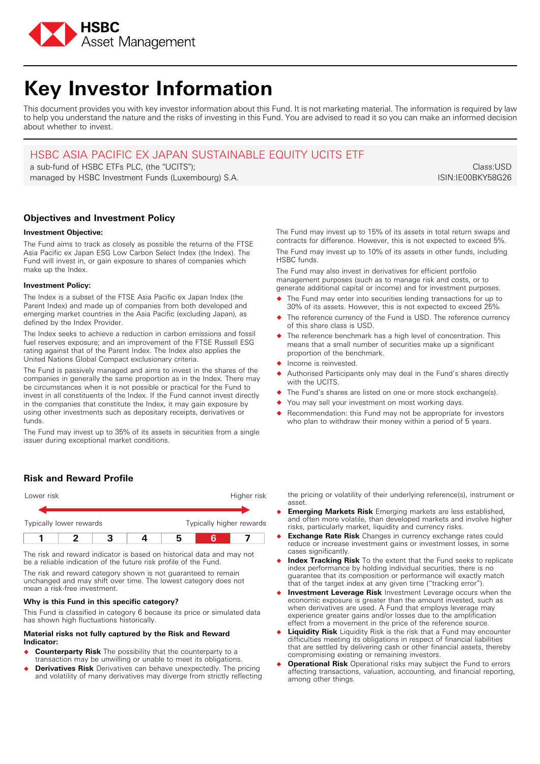HSBC Asset Management

# Key Investor Information

This document provides you with key investor information about this Fund. It is not marketing material. The information is required by law to help you understand the nature and the risks of investing in this Fund. You are advised to read it so you can make an informed decision about whether to invest.

## HSBC ASIA PACIFIC EX JAPAN SUSTAINABLE EQUITY UCITS ETF

a sub-fund of HSBC ETFs PLC, (the "UCITS");
managed by HSBC Investment Funds (Luxembourg) S.A.

Class:USD
ISIN:IE00BKY58G26

## Objectives and Investment Policy

**Investment Objective:**

The Fund aims to track as closely as possible the returns of the FTSE Asia Pacific ex Japan ESG Low Carbon Select Index (the Index). The Fund will invest in, or gain exposure to shares of companies which make up the Index.

**Investment Policy:**

The Index is a subset of the FTSE Asia Pacific ex Japan Index (the Parent Index) and made up of companies from both developed and emerging market countries in the Asia Pacific (excluding Japan), as defined by the Index Provider.

The Index seeks to achieve a reduction in carbon emissions and fossil fuel reserves exposure; and an improvement of the FTSE Russell ESG rating against that of the Parent Index. The Index also applies the United Nations Global Compact exclusionary criteria.

The Fund is passively managed and aims to invest in the shares of the companies in generally the same proportion as in the Index. There may be circumstances when it is not possible or practical for the Fund to invest in all constituents of the Index. If the Fund cannot invest directly in the companies that constitute the Index, it may gain exposure by using other investments such as depositary receipts, derivatives or funds.

The Fund may invest up to 35% of its assets in securities from a single issuer during exceptional market conditions.

The Fund may invest up to 15% of its assets in total return swaps and contracts for difference. However, this is not expected to exceed 5%.

The Fund may invest up to 10% of its assets in other funds, including HSBC funds.

The Fund may also invest in derivatives for efficient portfolio management purposes (such as to manage risk and costs, or to generate additional capital or income) and for investment purposes.

- The Fund may enter into securities lending transactions for up to 30% of its assets. However, this is not expected to exceed 25%.
- The reference currency of the Fund is USD. The reference currency of this share class is USD.
- The reference benchmark has a high level of concentration. This means that a small number of securities make up a significant proportion of the benchmark.
- Income is reinvested.
- Authorised Participants only may deal in the Fund's shares directly with the UCITS.
- The Fund's shares are listed on one or more stock exchange(s).
- You may sell your investment on most working days.
- Recommendation: this Fund may not be appropriate for investors who plan to withdraw their money within a period of 5 years.

## Risk and Reward Profile

Lower risk — Higher risk

Typically lower rewards — Typically higher rewards

| 1 | 2 | 3 | 4 | 5 | **6** | 7 |
|---|---|---|---|---|---|---|

The risk and reward indicator is based on historical data and may not be a reliable indication of the future risk profile of the Fund.

The risk and reward category shown is not guaranteed to remain unchanged and may shift over time. The lowest category does not mean a risk-free investment.

**Why is this Fund in this specific category?**

This Fund is classified in category 6 because its price or simulated data has shown high fluctuations historically.

**Material risks not fully captured by the Risk and Reward Indicator:**

- **Counterparty Risk** The possibility that the counterparty to a transaction may be unwilling or unable to meet its obligations.
- **Derivatives Risk** Derivatives can behave unexpectedly. The pricing and volatility of many derivatives may diverge from strictly reflecting the pricing or volatility of their underlying reference(s), instrument or asset.
- **Emerging Markets Risk** Emerging markets are less established, and often more volatile, than developed markets and involve higher risks, particularly market, liquidity and currency risks.
- **Exchange Rate Risk** Changes in currency exchange rates could reduce or increase investment gains or investment losses, in some cases significantly.
- **Index Tracking Risk** To the extent that the Fund seeks to replicate index performance by holding individual securities, there is no guarantee that its composition or performance will exactly match that of the target index at any given time ("tracking error").
- **Investment Leverage Risk** Investment Leverage occurs when the economic exposure is greater than the amount invested, such as when derivatives are used. A Fund that employs leverage may experience greater gains and/or losses due to the amplification effect from a movement in the price of the reference source.
- **Liquidity Risk** Liquidity Risk is the risk that a Fund may encounter difficulties meeting its obligations in respect of financial liabilities that are settled by delivering cash or other financial assets, thereby compromising existing or remaining investors.
- **Operational Risk** Operational risks may subject the Fund to errors affecting transactions, valuation, accounting, and financial reporting, among other things.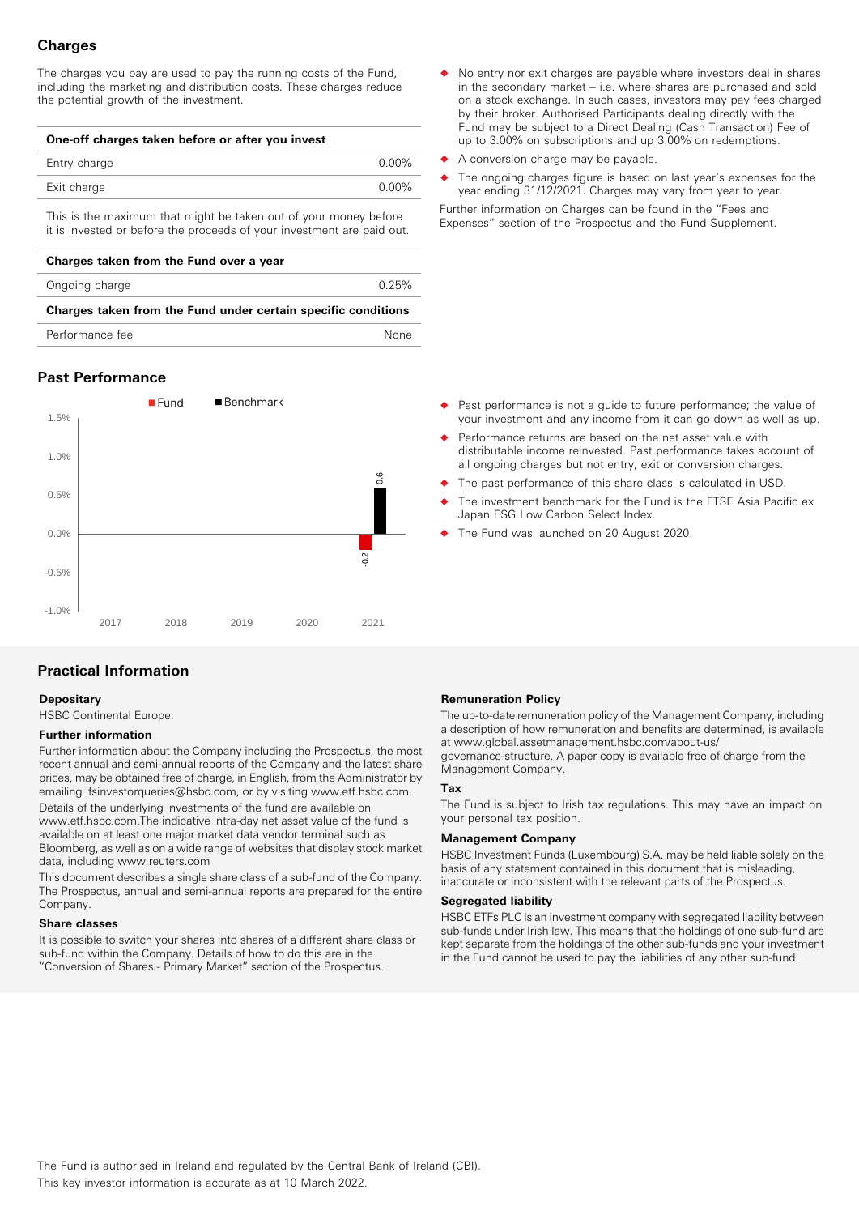## Charges

The charges you pay are used to pay the running costs of the Fund, including the marketing and distribution costs. These charges reduce the potential growth of the investment.

| **One-off charges taken before or after you invest** | |
|---|---|
| Entry charge | 0.00% |
| Exit charge | 0.00% |
| This is the maximum that might be taken out of your money before it is invested or before the proceeds of your investment are paid out. | |
| **Charges taken from the Fund over a year** | |
| Ongoing charge | 0.25% |
| **Charges taken from the Fund under certain specific conditions** | |
| Performance fee | None |

- No entry nor exit charges are payable where investors deal in shares in the secondary market – i.e. where shares are purchased and sold on a stock exchange. In such cases, investors may pay fees charged by their broker. Authorised Participants dealing directly with the Fund may be subject to a Direct Dealing (Cash Transaction) Fee of up to 3.00% on subscriptions and up 3.00% on redemptions.
- A conversion charge may be payable.
- The ongoing charges figure is based on last year's expenses for the year ending 31/12/2021. Charges may vary from year to year.

Further information on Charges can be found in the "Fees and Expenses" section of the Prospectus and the Fund Supplement.

## Past Performance

Fund
Benchmark

1.5%
1.0%
0.5%
0.0%
-0.5%
-1.0%

2017
2018
2019
2020
2021

-0.2
0.6

- Past performance is not a guide to future performance; the value of your investment and any income from it can go down as well as up.
- Performance returns are based on the net asset value with distributable income reinvested. Past performance takes account of all ongoing charges but not entry, exit or conversion charges.
- The past performance of this share class is calculated in USD.
- The investment benchmark for the Fund is the FTSE Asia Pacific ex Japan ESG Low Carbon Select Index.
- The Fund was launched on 20 August 2020.

## Practical Information

**Depositary**

HSBC Continental Europe.

**Further information**

Further information about the Company including the Prospectus, the most recent annual and semi-annual reports of the Company and the latest share prices, may be obtained free of charge, in English, from the Administrator by emailing ifsinvestorqueries@hsbc.com, or by visiting www.etf.hsbc.com.

Details of the underlying investments of the fund are available on www.etf.hsbc.com.The indicative intra-day net asset value of the fund is available on at least one major market data vendor terminal such as Bloomberg, as well as on a wide range of websites that display stock market data, including www.reuters.com

This document describes a single share class of a sub-fund of the Company. The Prospectus, annual and semi-annual reports are prepared for the entire Company.

**Share classes**

It is possible to switch your shares into shares of a different share class or sub-fund within the Company. Details of how to do this are in the "Conversion of Shares - Primary Market" section of the Prospectus.

**Remuneration Policy**

The up-to-date remuneration policy of the Management Company, including a description of how remuneration and benefits are determined, is available at www.global.assetmanagement.hsbc.com/about-us/governance-structure. A paper copy is available free of charge from the Management Company.

**Tax**

The Fund is subject to Irish tax regulations. This may have an impact on your personal tax position.

**Management Company**

HSBC Investment Funds (Luxembourg) S.A. may be held liable solely on the basis of any statement contained in this document that is misleading, inaccurate or inconsistent with the relevant parts of the Prospectus.

**Segregated liability**

HSBC ETFs PLC is an investment company with segregated liability between sub-funds under Irish law. This means that the holdings of one sub-fund are kept separate from the holdings of the other sub-funds and your investment in the Fund cannot be used to pay the liabilities of any other sub-fund.

The Fund is authorised in Ireland and regulated by the Central Bank of Ireland (CBI).
This key investor information is accurate as at 10 March 2022.